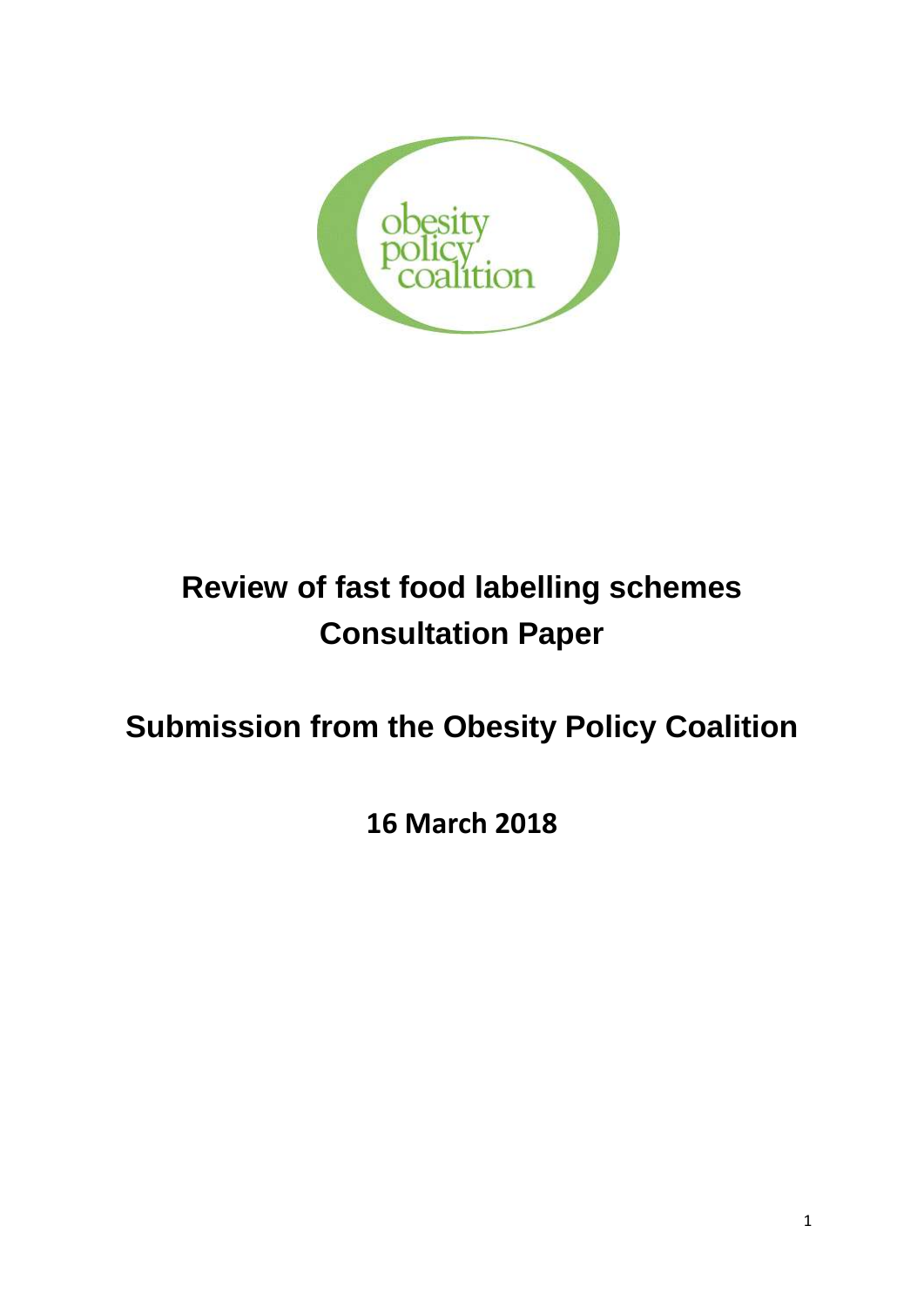# Review of fast food labelling schemes Consultation Paper

## Submission from the Obesity Policy Coalition

**16 March 2018**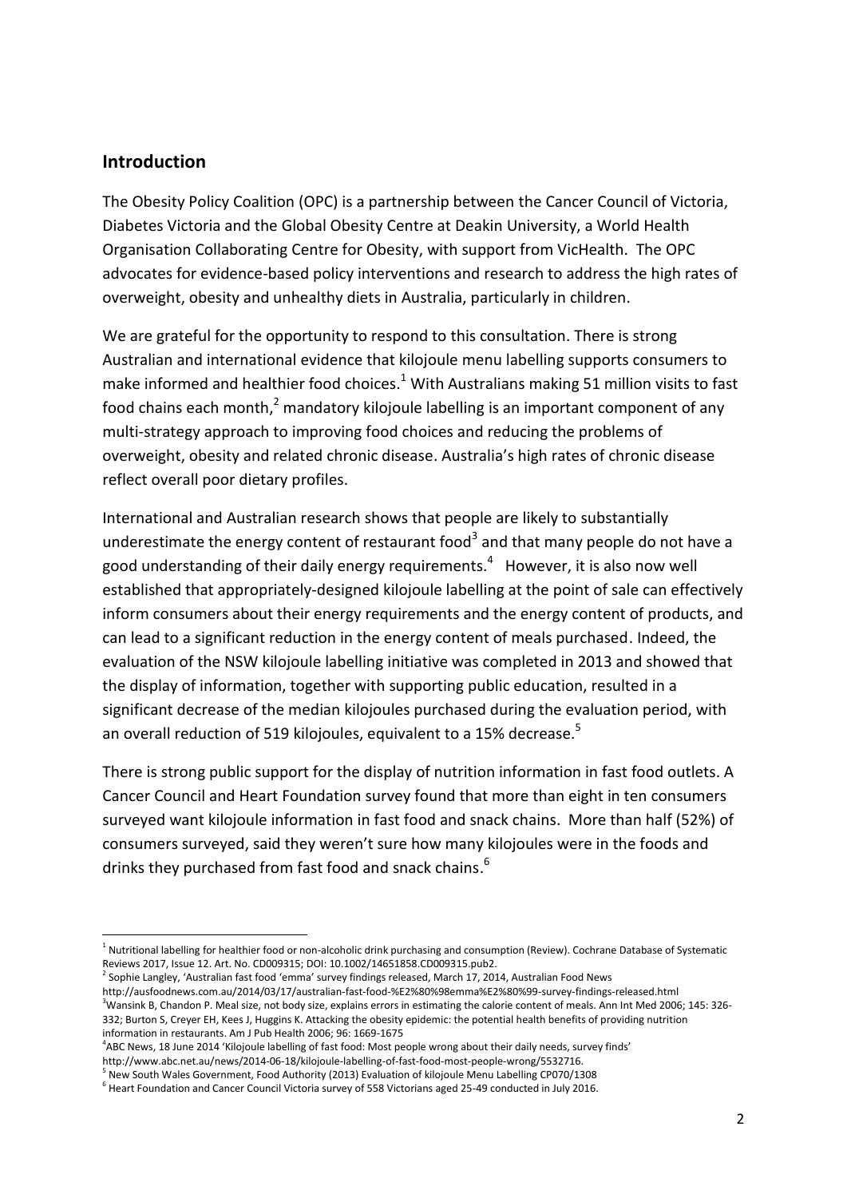## Introduction

The Obesity Policy Coalition (OPC) is a partnership between the Cancer Council of Victoria, Diabetes Victoria and the Global Obesity Centre at Deakin University, a World Health Organisation Collaborating Centre for Obesity, with support from VicHealth. The OPC advocates for evidence-based policy interventions and research to address the high rates of overweight, obesity and unhealthy diets in Australia, particularly in children.

We are grateful for the opportunity to respond to this consultation. There is strong Australian and international evidence that kilojoule menu labelling supports consumers to make informed and healthier food choices.[1] With Australians making 51 million visits to fast food chains each month,[2] mandatory kilojoule labelling is an important component of any multi-strategy approach to improving food choices and reducing the problems of overweight, obesity and related chronic disease. Australia's high rates of chronic disease reflect overall poor dietary profiles.

International and Australian research shows that people are likely to substantially underestimate the energy content of restaurant food[3] and that many people do not have a good understanding of their daily energy requirements.[4] However, it is also now well established that appropriately-designed kilojoule labelling at the point of sale can effectively inform consumers about their energy requirements and the energy content of products, and can lead to a significant reduction in the energy content of meals purchased. Indeed, the evaluation of the NSW kilojoule labelling initiative was completed in 2013 and showed that the display of information, together with supporting public education, resulted in a significant decrease of the median kilojoules purchased during the evaluation period, with an overall reduction of 519 kilojoules, equivalent to a 15% decrease.[5]

There is strong public support for the display of nutrition information in fast food outlets. A Cancer Council and Heart Foundation survey found that more than eight in ten consumers surveyed want kilojoule information in fast food and snack chains. More than half (52%) of consumers surveyed, said they weren't sure how many kilojoules were in the foods and drinks they purchased from fast food and snack chains.[6]

---

[1] Nutritional labelling for healthier food or non-alcoholic drink purchasing and consumption (Review). Cochrane Database of Systematic Reviews 2017, Issue 12. Art. No. CD009315; DOI: 10.1002/14651858.CD009315.pub2.

[2] Sophie Langley, 'Australian fast food 'emma' survey findings released, March 17, 2014, Australian Food News http://ausfoodnews.com.au/2014/03/17/australian-fast-food-%E2%80%98emma%E2%80%99-survey-findings-released.html

[3] Wansink B, Chandon P. Meal size, not body size, explains errors in estimating the calorie content of meals. Ann Int Med 2006; 145: 326-332; Burton S, Creyer EH, Kees J, Huggins K. Attacking the obesity epidemic: the potential health benefits of providing nutrition information in restaurants. Am J Pub Health 2006; 96: 1669-1675

[4] ABC News, 18 June 2014 'Kilojoule labelling of fast food: Most people wrong about their daily needs, survey finds' http://www.abc.net.au/news/2014-06-18/kilojoule-labelling-of-fast-food-most-people-wrong/5532716.

[5] New South Wales Government, Food Authority (2013) Evaluation of kilojoule Menu Labelling CP070/1308

[6] Heart Foundation and Cancer Council Victoria survey of 558 Victorians aged 25-49 conducted in July 2016.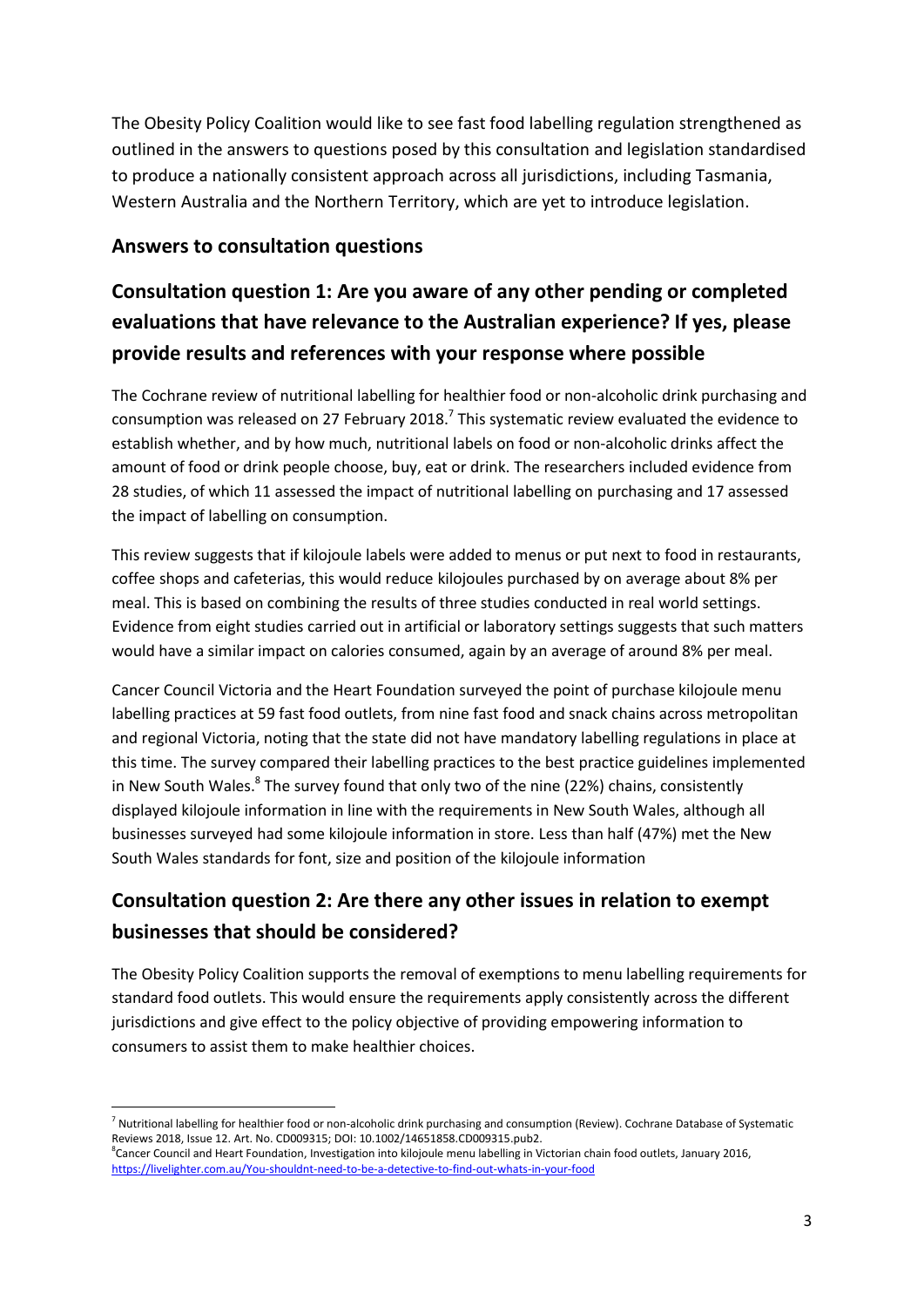The Obesity Policy Coalition would like to see fast food labelling regulation strengthened as outlined in the answers to questions posed by this consultation and legislation standardised to produce a nationally consistent approach across all jurisdictions, including Tasmania, Western Australia and the Northern Territory, which are yet to introduce legislation.

### Answers to consultation questions

## Consultation question 1: Are you aware of any other pending or completed evaluations that have relevance to the Australian experience? If yes, please provide results and references with your response where possible

The Cochrane review of nutritional labelling for healthier food or non-alcoholic drink purchasing and consumption was released on 27 February 2018.[7] This systematic review evaluated the evidence to establish whether, and by how much, nutritional labels on food or non-alcoholic drinks affect the amount of food or drink people choose, buy, eat or drink. The researchers included evidence from 28 studies, of which 11 assessed the impact of nutritional labelling on purchasing and 17 assessed the impact of labelling on consumption.

This review suggests that if kilojoule labels were added to menus or put next to food in restaurants, coffee shops and cafeterias, this would reduce kilojoules purchased by on average about 8% per meal. This is based on combining the results of three studies conducted in real world settings. Evidence from eight studies carried out in artificial or laboratory settings suggests that such matters would have a similar impact on calories consumed, again by an average of around 8% per meal.

Cancer Council Victoria and the Heart Foundation surveyed the point of purchase kilojoule menu labelling practices at 59 fast food outlets, from nine fast food and snack chains across metropolitan and regional Victoria, noting that the state did not have mandatory labelling regulations in place at this time. The survey compared their labelling practices to the best practice guidelines implemented in New South Wales.[8] The survey found that only two of the nine (22%) chains, consistently displayed kilojoule information in line with the requirements in New South Wales, although all businesses surveyed had some kilojoule information in store. Less than half (47%) met the New South Wales standards for font, size and position of the kilojoule information

## Consultation question 2: Are there any other issues in relation to exempt businesses that should be considered?

The Obesity Policy Coalition supports the removal of exemptions to menu labelling requirements for standard food outlets. This would ensure the requirements apply consistently across the different jurisdictions and give effect to the policy objective of providing empowering information to consumers to assist them to make healthier choices.

---

[7] Nutritional labelling for healthier food or non-alcoholic drink purchasing and consumption (Review). Cochrane Database of Systematic Reviews 2018, Issue 12. Art. No. CD009315; DOI: 10.1002/14651858.CD009315.pub2.

[8] Cancer Council and Heart Foundation, Investigation into kilojoule menu labelling in Victorian chain food outlets, January 2016, https://livelighter.com.au/You-shouldnt-need-to-be-a-detective-to-find-out-whats-in-your-food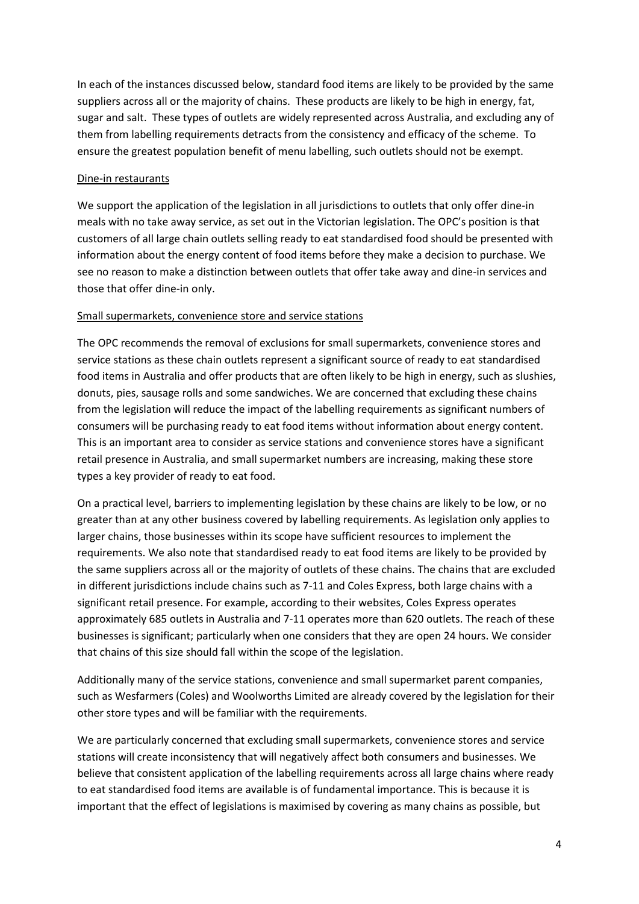In each of the instances discussed below, standard food items are likely to be provided by the same suppliers across all or the majority of chains. These products are likely to be high in energy, fat, sugar and salt. These types of outlets are widely represented across Australia, and excluding any of them from labelling requirements detracts from the consistency and efficacy of the scheme. To ensure the greatest population benefit of menu labelling, such outlets should not be exempt.

<u>Dine-in restaurants</u>

We support the application of the legislation in all jurisdictions to outlets that only offer dine-in meals with no take away service, as set out in the Victorian legislation. The OPC's position is that customers of all large chain outlets selling ready to eat standardised food should be presented with information about the energy content of food items before they make a decision to purchase. We see no reason to make a distinction between outlets that offer take away and dine-in services and those that offer dine-in only.

<u>Small supermarkets, convenience store and service stations</u>

The OPC recommends the removal of exclusions for small supermarkets, convenience stores and service stations as these chain outlets represent a significant source of ready to eat standardised food items in Australia and offer products that are often likely to be high in energy, such as slushies, donuts, pies, sausage rolls and some sandwiches. We are concerned that excluding these chains from the legislation will reduce the impact of the labelling requirements as significant numbers of consumers will be purchasing ready to eat food items without information about energy content. This is an important area to consider as service stations and convenience stores have a significant retail presence in Australia, and small supermarket numbers are increasing, making these store types a key provider of ready to eat food.

On a practical level, barriers to implementing legislation by these chains are likely to be low, or no greater than at any other business covered by labelling requirements. As legislation only applies to larger chains, those businesses within its scope have sufficient resources to implement the requirements. We also note that standardised ready to eat food items are likely to be provided by the same suppliers across all or the majority of outlets of these chains. The chains that are excluded in different jurisdictions include chains such as 7-11 and Coles Express, both large chains with a significant retail presence. For example, according to their websites, Coles Express operates approximately 685 outlets in Australia and 7-11 operates more than 620 outlets. The reach of these businesses is significant; particularly when one considers that they are open 24 hours. We consider that chains of this size should fall within the scope of the legislation.

Additionally many of the service stations, convenience and small supermarket parent companies, such as Wesfarmers (Coles) and Woolworths Limited are already covered by the legislation for their other store types and will be familiar with the requirements.

We are particularly concerned that excluding small supermarkets, convenience stores and service stations will create inconsistency that will negatively affect both consumers and businesses. We believe that consistent application of the labelling requirements across all large chains where ready to eat standardised food items are available is of fundamental importance. This is because it is important that the effect of legislations is maximised by covering as many chains as possible, but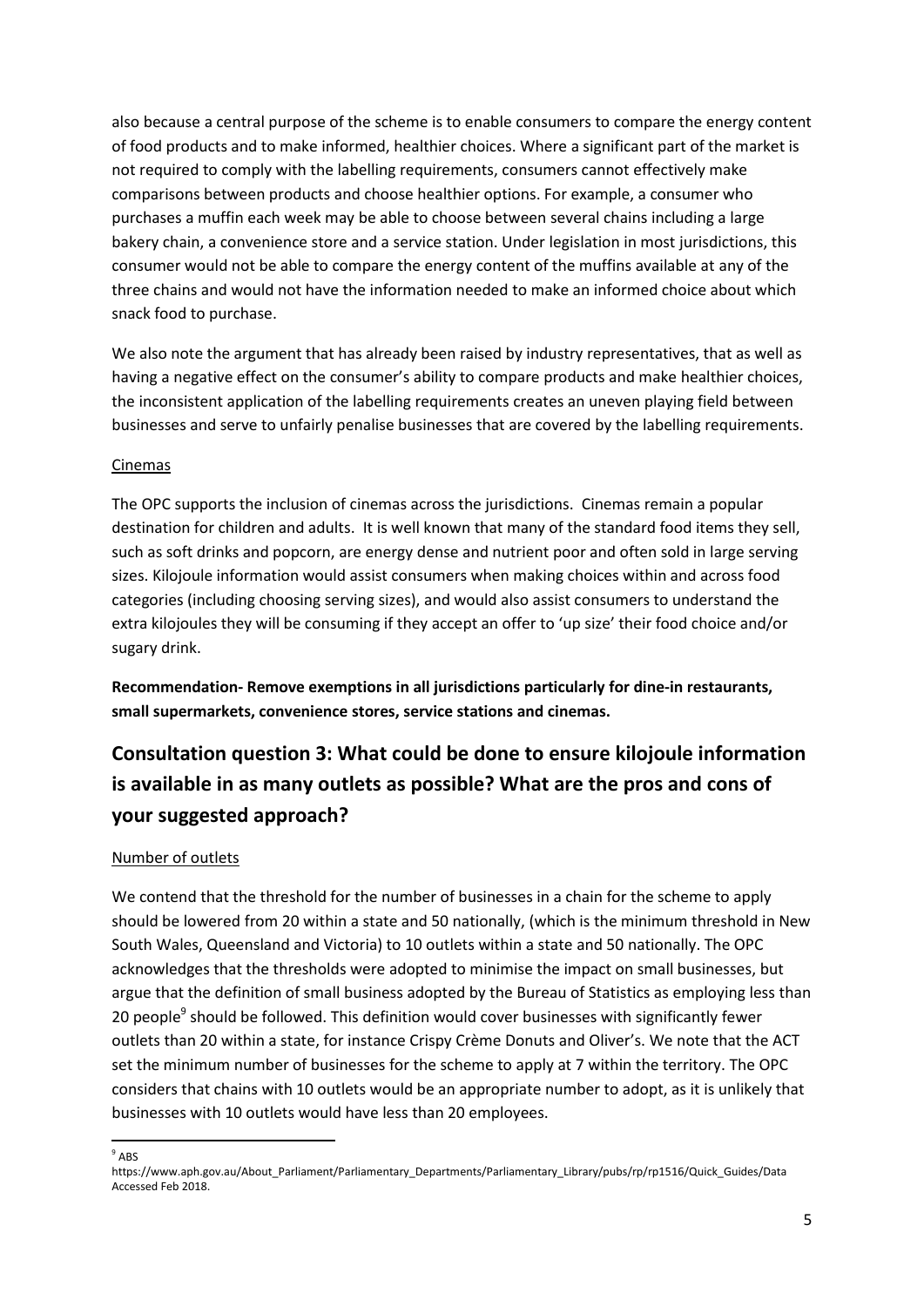also because a central purpose of the scheme is to enable consumers to compare the energy content of food products and to make informed, healthier choices. Where a significant part of the market is not required to comply with the labelling requirements, consumers cannot effectively make comparisons between products and choose healthier options. For example, a consumer who purchases a muffin each week may be able to choose between several chains including a large bakery chain, a convenience store and a service station. Under legislation in most jurisdictions, this consumer would not be able to compare the energy content of the muffins available at any of the three chains and would not have the information needed to make an informed choice about which snack food to purchase.

We also note the argument that has already been raised by industry representatives, that as well as having a negative effect on the consumer's ability to compare products and make healthier choices, the inconsistent application of the labelling requirements creates an uneven playing field between businesses and serve to unfairly penalise businesses that are covered by the labelling requirements.

Cinemas

The OPC supports the inclusion of cinemas across the jurisdictions. Cinemas remain a popular destination for children and adults. It is well known that many of the standard food items they sell, such as soft drinks and popcorn, are energy dense and nutrient poor and often sold in large serving sizes. Kilojoule information would assist consumers when making choices within and across food categories (including choosing serving sizes), and would also assist consumers to understand the extra kilojoules they will be consuming if they accept an offer to 'up size' their food choice and/or sugary drink.

**Recommendation- Remove exemptions in all jurisdictions particularly for dine-in restaurants, small supermarkets, convenience stores, service stations and cinemas.**

## Consultation question 3: What could be done to ensure kilojoule information is available in as many outlets as possible? What are the pros and cons of your suggested approach?

Number of outlets

We contend that the threshold for the number of businesses in a chain for the scheme to apply should be lowered from 20 within a state and 50 nationally, (which is the minimum threshold in New South Wales, Queensland and Victoria) to 10 outlets within a state and 50 nationally. The OPC acknowledges that the thresholds were adopted to minimise the impact on small businesses, but argue that the definition of small business adopted by the Bureau of Statistics as employing less than 20 people[9] should be followed. This definition would cover businesses with significantly fewer outlets than 20 within a state, for instance Crispy Crème Donuts and Oliver's. We note that the ACT set the minimum number of businesses for the scheme to apply at 7 within the territory. The OPC considers that chains with 10 outlets would be an appropriate number to adopt, as it is unlikely that businesses with 10 outlets would have less than 20 employees.

[9] ABS https://www.aph.gov.au/About_Parliament/Parliamentary_Departments/Parliamentary_Library/pubs/rp/rp1516/Quick_Guides/Data Accessed Feb 2018.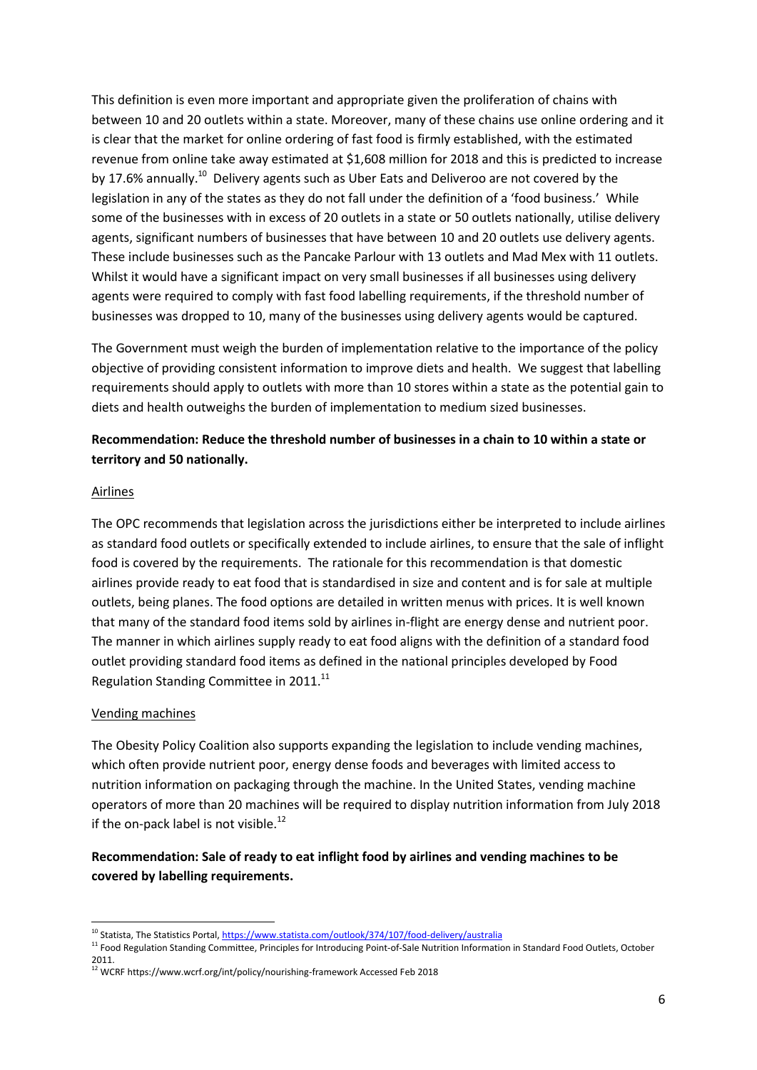This definition is even more important and appropriate given the proliferation of chains with between 10 and 20 outlets within a state. Moreover, many of these chains use online ordering and it is clear that the market for online ordering of fast food is firmly established, with the estimated revenue from online take away estimated at $1,608 million for 2018 and this is predicted to increase by 17.6% annually.[10] Delivery agents such as Uber Eats and Deliveroo are not covered by the legislation in any of the states as they do not fall under the definition of a 'food business.' While some of the businesses with in excess of 20 outlets in a state or 50 outlets nationally, utilise delivery agents, significant numbers of businesses that have between 10 and 20 outlets use delivery agents. These include businesses such as the Pancake Parlour with 13 outlets and Mad Mex with 11 outlets. Whilst it would have a significant impact on very small businesses if all businesses using delivery agents were required to comply with fast food labelling requirements, if the threshold number of businesses was dropped to 10, many of the businesses using delivery agents would be captured.

The Government must weigh the burden of implementation relative to the importance of the policy objective of providing consistent information to improve diets and health. We suggest that labelling requirements should apply to outlets with more than 10 stores within a state as the potential gain to diets and health outweighs the burden of implementation to medium sized businesses.

**Recommendation: Reduce the threshold number of businesses in a chain to 10 within a state or territory and 50 nationally.**

<u>Airlines</u>

The OPC recommends that legislation across the jurisdictions either be interpreted to include airlines as standard food outlets or specifically extended to include airlines, to ensure that the sale of inflight food is covered by the requirements. The rationale for this recommendation is that domestic airlines provide ready to eat food that is standardised in size and content and is for sale at multiple outlets, being planes. The food options are detailed in written menus with prices. It is well known that many of the standard food items sold by airlines in-flight are energy dense and nutrient poor. The manner in which airlines supply ready to eat food aligns with the definition of a standard food outlet providing standard food items as defined in the national principles developed by Food Regulation Standing Committee in 2011.[11]

<u>Vending machines</u>

The Obesity Policy Coalition also supports expanding the legislation to include vending machines, which often provide nutrient poor, energy dense foods and beverages with limited access to nutrition information on packaging through the machine. In the United States, vending machine operators of more than 20 machines will be required to display nutrition information from July 2018 if the on-pack label is not visible.[12]

**Recommendation: Sale of ready to eat inflight food by airlines and vending machines to be covered by labelling requirements.**

---

[10] Statista, The Statistics Portal, https://www.statista.com/outlook/374/107/food-delivery/australia

[11] Food Regulation Standing Committee, Principles for Introducing Point-of-Sale Nutrition Information in Standard Food Outlets, October 2011.

[12] WCRF https://www.wcrf.org/int/policy/nourishing-framework Accessed Feb 2018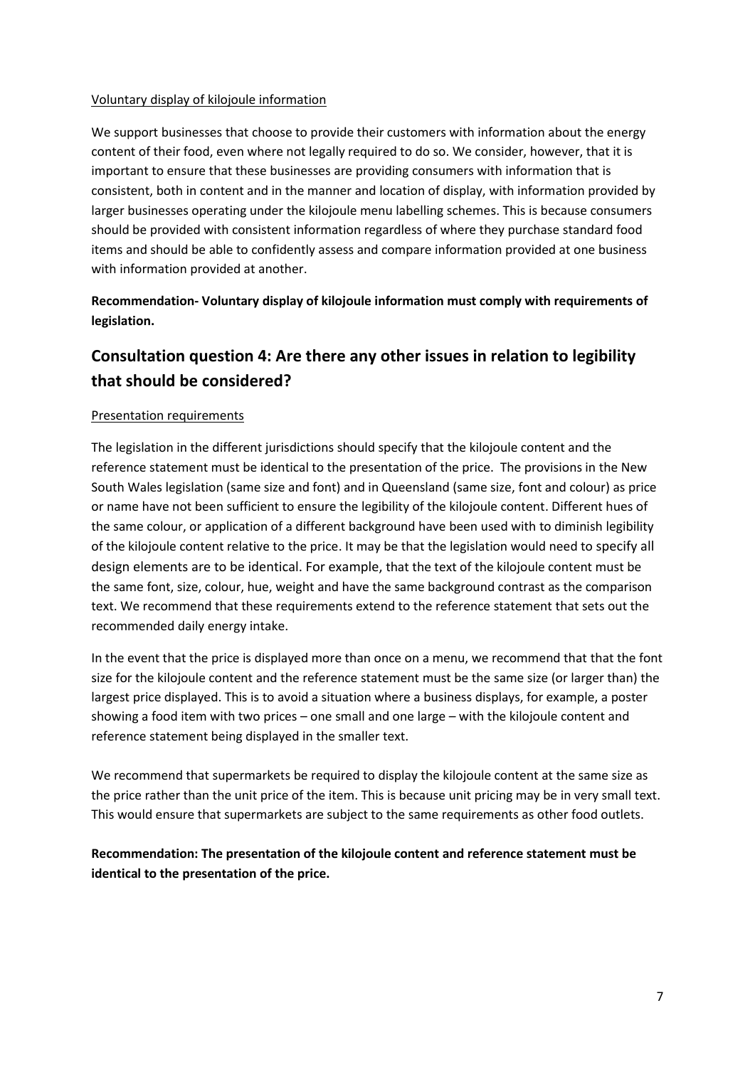Voluntary display of kilojoule information

We support businesses that choose to provide their customers with information about the energy content of their food, even where not legally required to do so. We consider, however, that it is important to ensure that these businesses are providing consumers with information that is consistent, both in content and in the manner and location of display, with information provided by larger businesses operating under the kilojoule menu labelling schemes. This is because consumers should be provided with consistent information regardless of where they purchase standard food items and should be able to confidently assess and compare information provided at one business with information provided at another.

**Recommendation- Voluntary display of kilojoule information must comply with requirements of legislation.**

## Consultation question 4: Are there any other issues in relation to legibility that should be considered?

Presentation requirements

The legislation in the different jurisdictions should specify that the kilojoule content and the reference statement must be identical to the presentation of the price. The provisions in the New South Wales legislation (same size and font) and in Queensland (same size, font and colour) as price or name have not been sufficient to ensure the legibility of the kilojoule content. Different hues of the same colour, or application of a different background have been used with to diminish legibility of the kilojoule content relative to the price. It may be that the legislation would need to specify all design elements are to be identical. For example, that the text of the kilojoule content must be the same font, size, colour, hue, weight and have the same background contrast as the comparison text. We recommend that these requirements extend to the reference statement that sets out the recommended daily energy intake.

In the event that the price is displayed more than once on a menu, we recommend that that the font size for the kilojoule content and the reference statement must be the same size (or larger than) the largest price displayed. This is to avoid a situation where a business displays, for example, a poster showing a food item with two prices – one small and one large – with the kilojoule content and reference statement being displayed in the smaller text.

We recommend that supermarkets be required to display the kilojoule content at the same size as the price rather than the unit price of the item. This is because unit pricing may be in very small text. This would ensure that supermarkets are subject to the same requirements as other food outlets.

**Recommendation: The presentation of the kilojoule content and reference statement must be identical to the presentation of the price.**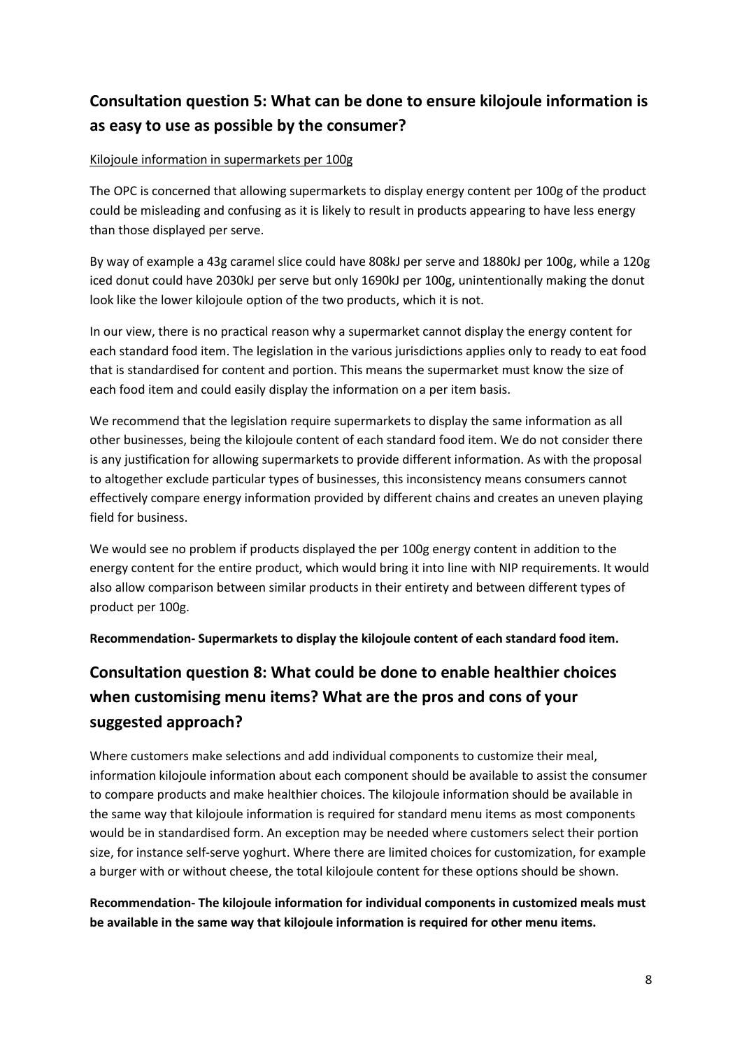## Consultation question 5: What can be done to ensure kilojoule information is as easy to use as possible by the consumer?

<u>Kilojoule information in supermarkets per 100g</u>

The OPC is concerned that allowing supermarkets to display energy content per 100g of the product could be misleading and confusing as it is likely to result in products appearing to have less energy than those displayed per serve.

By way of example a 43g caramel slice could have 808kJ per serve and 1880kJ per 100g, while a 120g iced donut could have 2030kJ per serve but only 1690kJ per 100g, unintentionally making the donut look like the lower kilojoule option of the two products, which it is not.

In our view, there is no practical reason why a supermarket cannot display the energy content for each standard food item. The legislation in the various jurisdictions applies only to ready to eat food that is standardised for content and portion. This means the supermarket must know the size of each food item and could easily display the information on a per item basis.

We recommend that the legislation require supermarkets to display the same information as all other businesses, being the kilojoule content of each standard food item. We do not consider there is any justification for allowing supermarkets to provide different information. As with the proposal to altogether exclude particular types of businesses, this inconsistency means consumers cannot effectively compare energy information provided by different chains and creates an uneven playing field for business.

We would see no problem if products displayed the per 100g energy content in addition to the energy content for the entire product, which would bring it into line with NIP requirements. It would also allow comparison between similar products in their entirety and between different types of product per 100g.

**Recommendation- Supermarkets to display the kilojoule content of each standard food item.**

## Consultation question 8: What could be done to enable healthier choices when customising menu items? What are the pros and cons of your suggested approach?

Where customers make selections and add individual components to customize their meal, information kilojoule information about each component should be available to assist the consumer to compare products and make healthier choices. The kilojoule information should be available in the same way that kilojoule information is required for standard menu items as most components would be in standardised form. An exception may be needed where customers select their portion size, for instance self-serve yoghurt. Where there are limited choices for customization, for example a burger with or without cheese, the total kilojoule content for these options should be shown.

**Recommendation- The kilojoule information for individual components in customized meals must be available in the same way that kilojoule information is required for other menu items.**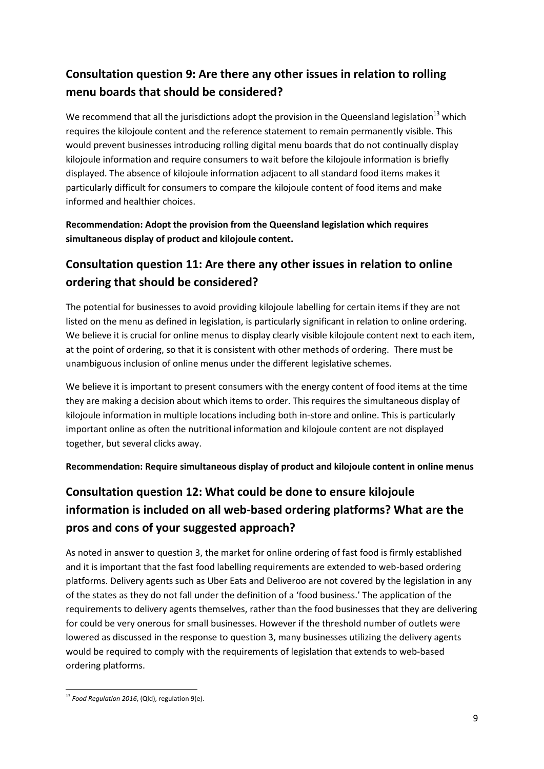## Consultation question 9: Are there any other issues in relation to rolling menu boards that should be considered?

We recommend that all the jurisdictions adopt the provision in the Queensland legislation[13] which requires the kilojoule content and the reference statement to remain permanently visible. This would prevent businesses introducing rolling digital menu boards that do not continually display kilojoule information and require consumers to wait before the kilojoule information is briefly displayed. The absence of kilojoule information adjacent to all standard food items makes it particularly difficult for consumers to compare the kilojoule content of food items and make informed and healthier choices.

**Recommendation: Adopt the provision from the Queensland legislation which requires simultaneous display of product and kilojoule content.**

## Consultation question 11: Are there any other issues in relation to online ordering that should be considered?

The potential for businesses to avoid providing kilojoule labelling for certain items if they are not listed on the menu as defined in legislation, is particularly significant in relation to online ordering. We believe it is crucial for online menus to display clearly visible kilojoule content next to each item, at the point of ordering, so that it is consistent with other methods of ordering. There must be unambiguous inclusion of online menus under the different legislative schemes.

We believe it is important to present consumers with the energy content of food items at the time they are making a decision about which items to order. This requires the simultaneous display of kilojoule information in multiple locations including both in-store and online. This is particularly important online as often the nutritional information and kilojoule content are not displayed together, but several clicks away.

**Recommendation: Require simultaneous display of product and kilojoule content in online menus**

## Consultation question 12: What could be done to ensure kilojoule information is included on all web-based ordering platforms? What are the pros and cons of your suggested approach?

As noted in answer to question 3, the market for online ordering of fast food is firmly established and it is important that the fast food labelling requirements are extended to web-based ordering platforms. Delivery agents such as Uber Eats and Deliveroo are not covered by the legislation in any of the states as they do not fall under the definition of a 'food business.' The application of the requirements to delivery agents themselves, rather than the food businesses that they are delivering for could be very onerous for small businesses. However if the threshold number of outlets were lowered as discussed in the response to question 3, many businesses utilizing the delivery agents would be required to comply with the requirements of legislation that extends to web-based ordering platforms.

---

[13] *Food Regulation 2016*, (Qld), regulation 9(e).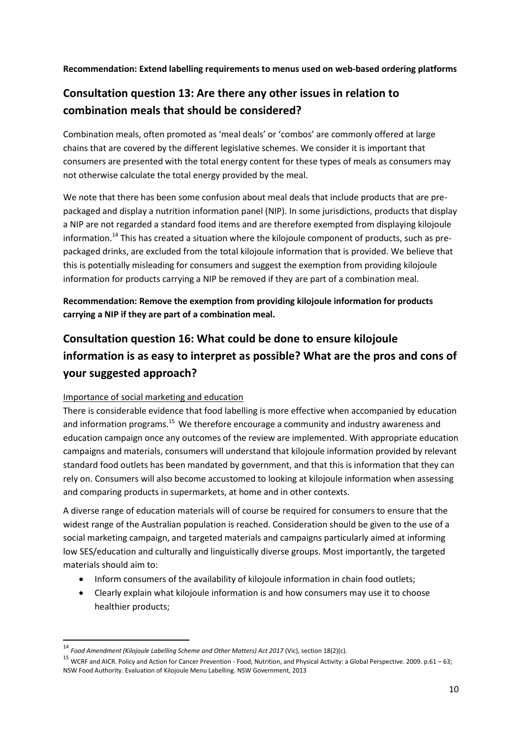**Recommendation: Extend labelling requirements to menus used on web-based ordering platforms**

## Consultation question 13: Are there any other issues in relation to combination meals that should be considered?

Combination meals, often promoted as 'meal deals' or 'combos' are commonly offered at large chains that are covered by the different legislative schemes. We consider it is important that consumers are presented with the total energy content for these types of meals as consumers may not otherwise calculate the total energy provided by the meal.

We note that there has been some confusion about meal deals that include products that are pre-packaged and display a nutrition information panel (NIP). In some jurisdictions, products that display a NIP are not regarded a standard food items and are therefore exempted from displaying kilojoule information.[14] This has created a situation where the kilojoule component of products, such as pre-packaged drinks, are excluded from the total kilojoule information that is provided. We believe that this is potentially misleading for consumers and suggest the exemption from providing kilojoule information for products carrying a NIP be removed if they are part of a combination meal.

**Recommendation: Remove the exemption from providing kilojoule information for products carrying a NIP if they are part of a combination meal.**

## Consultation question 16: What could be done to ensure kilojoule information is as easy to interpret as possible? What are the pros and cons of your suggested approach?

<u>Importance of social marketing and education</u>

There is considerable evidence that food labelling is more effective when accompanied by education and information programs.[15] We therefore encourage a community and industry awareness and education campaign once any outcomes of the review are implemented. With appropriate education campaigns and materials, consumers will understand that kilojoule information provided by relevant standard food outlets has been mandated by government, and that this is information that they can rely on. Consumers will also become accustomed to looking at kilojoule information when assessing and comparing products in supermarkets, at home and in other contexts.

A diverse range of education materials will of course be required for consumers to ensure that the widest range of the Australian population is reached. Consideration should be given to the use of a social marketing campaign, and targeted materials and campaigns particularly aimed at informing low SES/education and culturally and linguistically diverse groups. Most importantly, the targeted materials should aim to:

- Inform consumers of the availability of kilojoule information in chain food outlets;
- Clearly explain what kilojoule information is and how consumers may use it to choose healthier products;

---

[14] *Food Amendment (Kilojoule Labelling Scheme and Other Matters) Act 2017* (Vic), section 18(2)(c).

[15] WCRF and AICR. Policy and Action for Cancer Prevention - Food, Nutrition, and Physical Activity: a Global Perspective. 2009. p.61 – 63; NSW Food Authority. Evaluation of Kilojoule Menu Labelling. NSW Government, 2013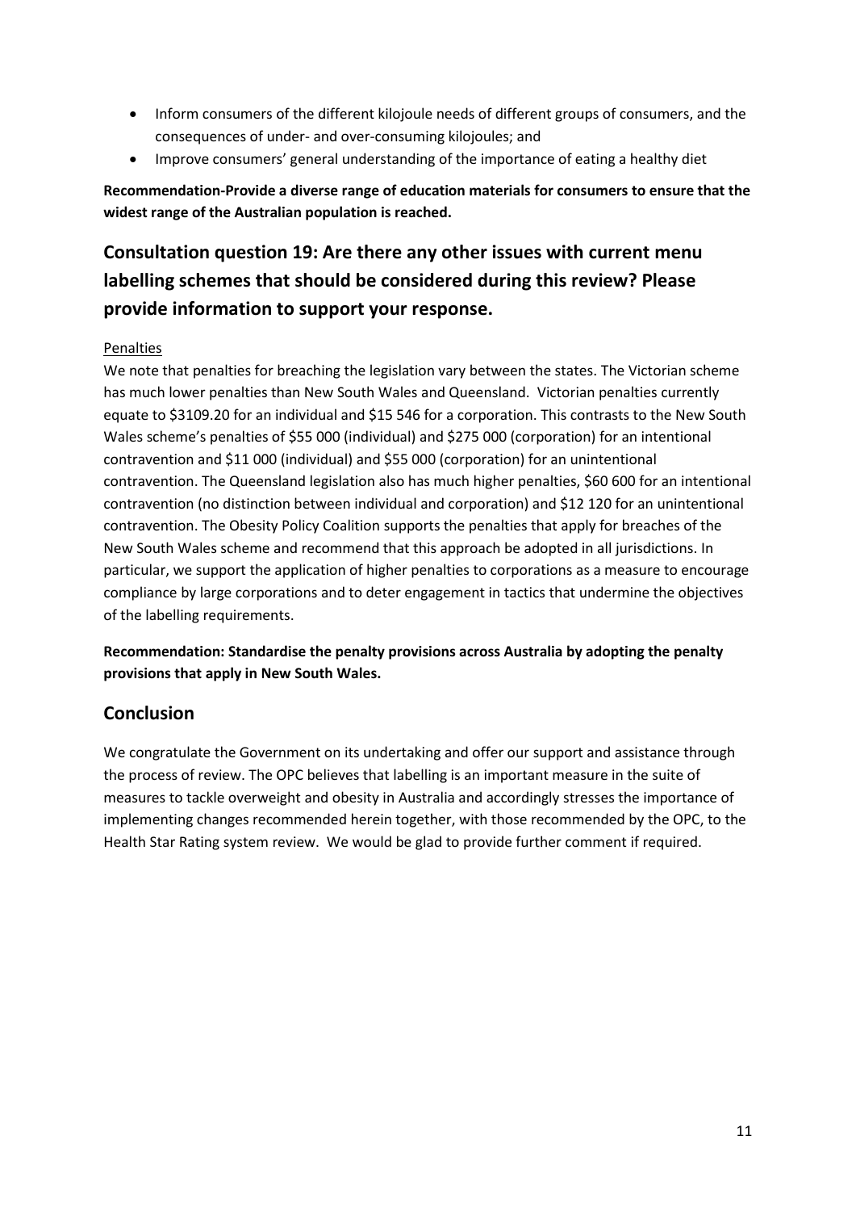- Inform consumers of the different kilojoule needs of different groups of consumers, and the consequences of under- and over-consuming kilojoules; and
- Improve consumers' general understanding of the importance of eating a healthy diet

**Recommendation-Provide a diverse range of education materials for consumers to ensure that the widest range of the Australian population is reached.**

## Consultation question 19: Are there any other issues with current menu labelling schemes that should be considered during this review? Please provide information to support your response.

Penalties

We note that penalties for breaching the legislation vary between the states. The Victorian scheme has much lower penalties than New South Wales and Queensland. Victorian penalties currently equate to $3109.20 for an individual and $15 546 for a corporation. This contrasts to the New South Wales scheme's penalties of $55 000 (individual) and $275 000 (corporation) for an intentional contravention and $11 000 (individual) and $55 000 (corporation) for an unintentional contravention. The Queensland legislation also has much higher penalties, $60 600 for an intentional contravention (no distinction between individual and corporation) and $12 120 for an unintentional contravention. The Obesity Policy Coalition supports the penalties that apply for breaches of the New South Wales scheme and recommend that this approach be adopted in all jurisdictions. In particular, we support the application of higher penalties to corporations as a measure to encourage compliance by large corporations and to deter engagement in tactics that undermine the objectives of the labelling requirements.

**Recommendation: Standardise the penalty provisions across Australia by adopting the penalty provisions that apply in New South Wales.**

## Conclusion

We congratulate the Government on its undertaking and offer our support and assistance through the process of review. The OPC believes that labelling is an important measure in the suite of measures to tackle overweight and obesity in Australia and accordingly stresses the importance of implementing changes recommended herein together, with those recommended by the OPC, to the Health Star Rating system review. We would be glad to provide further comment if required.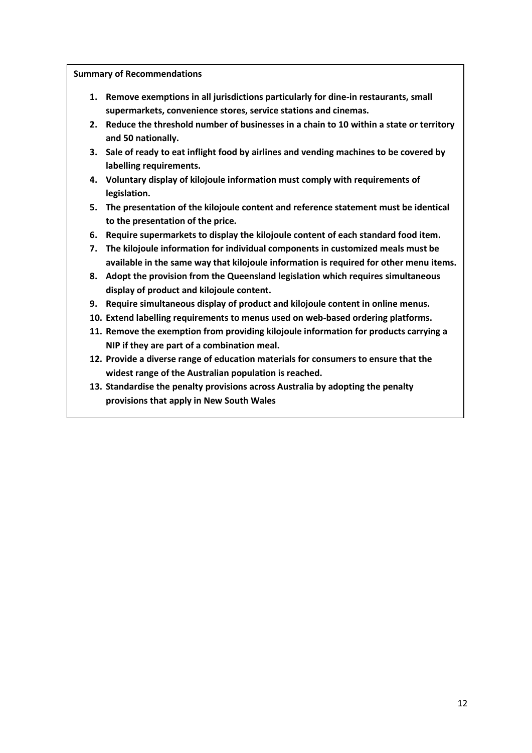**Summary of Recommendations**

1. **Remove exemptions in all jurisdictions particularly for dine-in restaurants, small supermarkets, convenience stores, service stations and cinemas.**
2. **Reduce the threshold number of businesses in a chain to 10 within a state or territory and 50 nationally.**
3. **Sale of ready to eat inflight food by airlines and vending machines to be covered by labelling requirements.**
4. **Voluntary display of kilojoule information must comply with requirements of legislation.**
5. **The presentation of the kilojoule content and reference statement must be identical to the presentation of the price.**
6. **Require supermarkets to display the kilojoule content of each standard food item.**
7. **The kilojoule information for individual components in customized meals must be available in the same way that kilojoule information is required for other menu items.**
8. **Adopt the provision from the Queensland legislation which requires simultaneous display of product and kilojoule content.**
9. **Require simultaneous display of product and kilojoule content in online menus.**
10. **Extend labelling requirements to menus used on web-based ordering platforms.**
11. **Remove the exemption from providing kilojoule information for products carrying a NIP if they are part of a combination meal.**
12. **Provide a diverse range of education materials for consumers to ensure that the widest range of the Australian population is reached.**
13. **Standardise the penalty provisions across Australia by adopting the penalty provisions that apply in New South Wales**